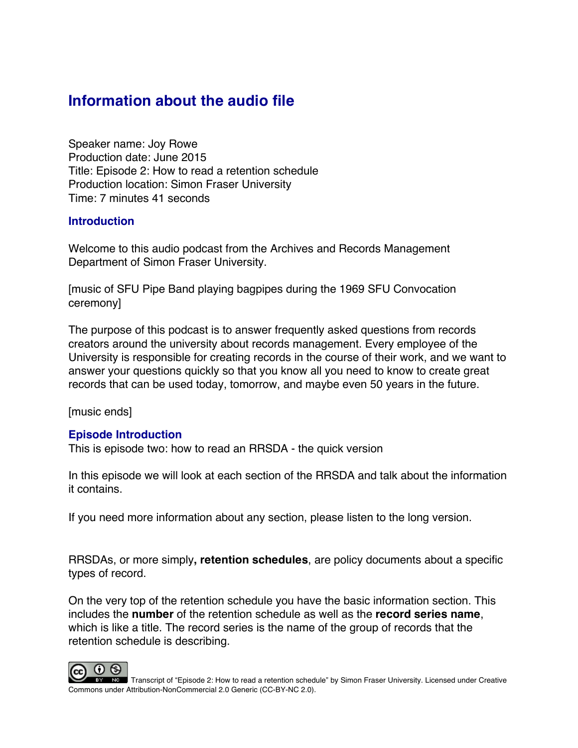## Information about the audio file

Speaker name: Joy Rowe
Production date: June 2015
Title: Episode 2: How to read a retention schedule
Production location: Simon Fraser University
Time: 7 minutes 41 seconds

### Introduction

Welcome to this audio podcast from the Archives and Records Management Department of Simon Fraser University.

[music of SFU Pipe Band playing bagpipes during the 1969 SFU Convocation ceremony]

The purpose of this podcast is to answer frequently asked questions from records creators around the university about records management. Every employee of the University is responsible for creating records in the course of their work, and we want to answer your questions quickly so that you know all you need to know to create great records that can be used today, tomorrow, and maybe even 50 years in the future.

[music ends]

### Episode Introduction

This is episode two: how to read an RRSDA - the quick version

In this episode we will look at each section of the RRSDA and talk about the information it contains.

If you need more information about any section, please listen to the long version.

RRSDAs, or more simply**, retention schedules**, are policy documents about a specific types of record.

On the very top of the retention schedule you have the basic information section. This includes the **number** of the retention schedule as well as the **record series name**, which is like a title. The record series is the name of the group of records that the retention schedule is describing.

Transcript of "Episode 2: How to read a retention schedule" by Simon Fraser University. Licensed under Creative Commons under Attribution-NonCommercial 2.0 Generic (CC-BY-NC 2.0).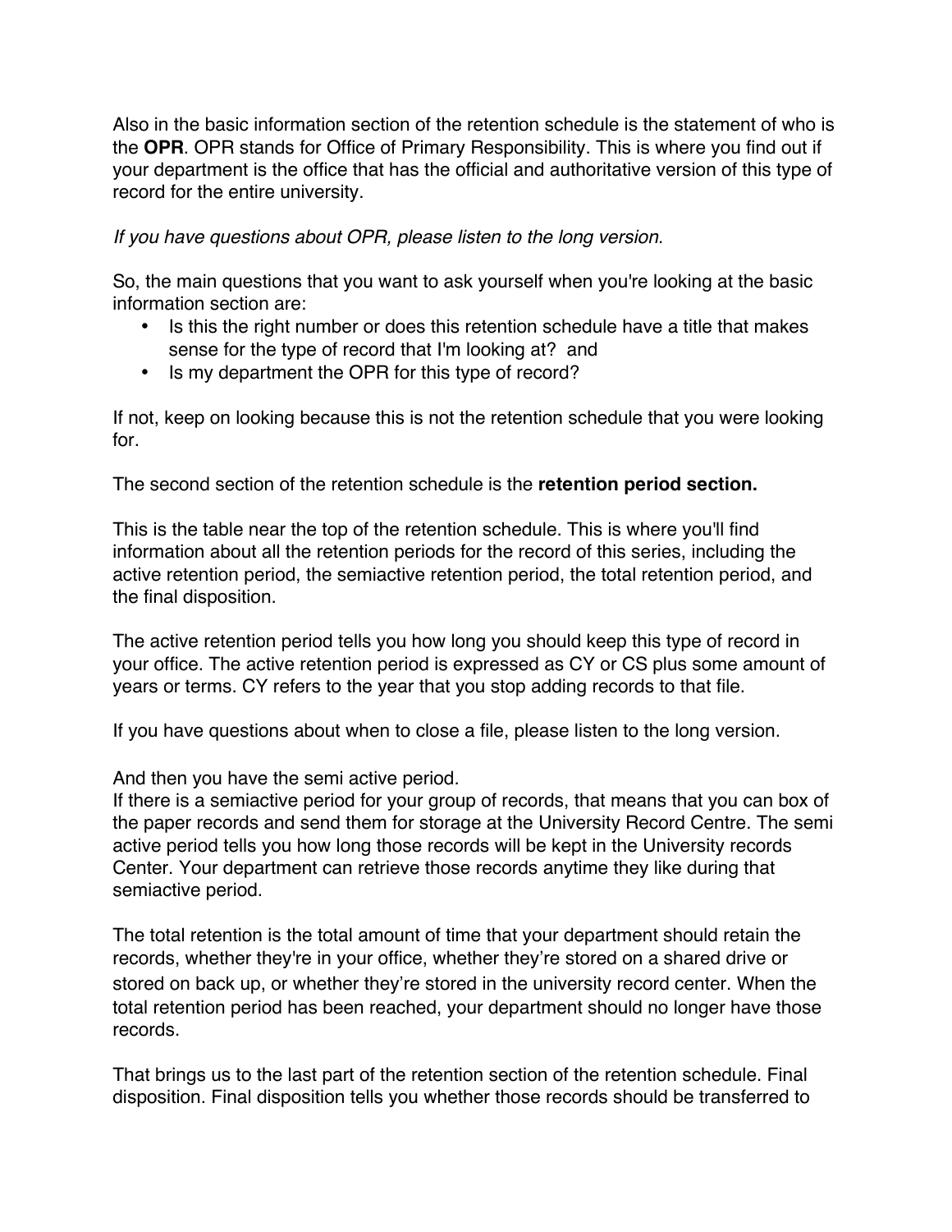Also in the basic information section of the retention schedule is the statement of who is the **OPR**. OPR stands for Office of Primary Responsibility. This is where you find out if your department is the office that has the official and authoritative version of this type of record for the entire university.

*If you have questions about OPR, please listen to the long version.*

So, the main questions that you want to ask yourself when you're looking at the basic information section are:

- Is this the right number or does this retention schedule have a title that makes sense for the type of record that I'm looking at?  and
- Is my department the OPR for this type of record?

If not, keep on looking because this is not the retention schedule that you were looking for.

The second section of the retention schedule is the **retention period section.**

This is the table near the top of the retention schedule. This is where you'll find information about all the retention periods for the record of this series, including the active retention period, the semiactive retention period, the total retention period, and the final disposition.

The active retention period tells you how long you should keep this type of record in your office. The active retention period is expressed as CY or CS plus some amount of years or terms. CY refers to the year that you stop adding records to that file.

If you have questions about when to close a file, please listen to the long version.

And then you have the semi active period.
If there is a semiactive period for your group of records, that means that you can box of the paper records and send them for storage at the University Record Centre. The semi active period tells you how long those records will be kept in the University records Center. Your department can retrieve those records anytime they like during that semiactive period.

The total retention is the total amount of time that your department should retain the records, whether they're in your office, whether they're stored on a shared drive or stored on back up, or whether they're stored in the university record center. When the total retention period has been reached, your department should no longer have those records.

That brings us to the last part of the retention section of the retention schedule. Final disposition. Final disposition tells you whether those records should be transferred to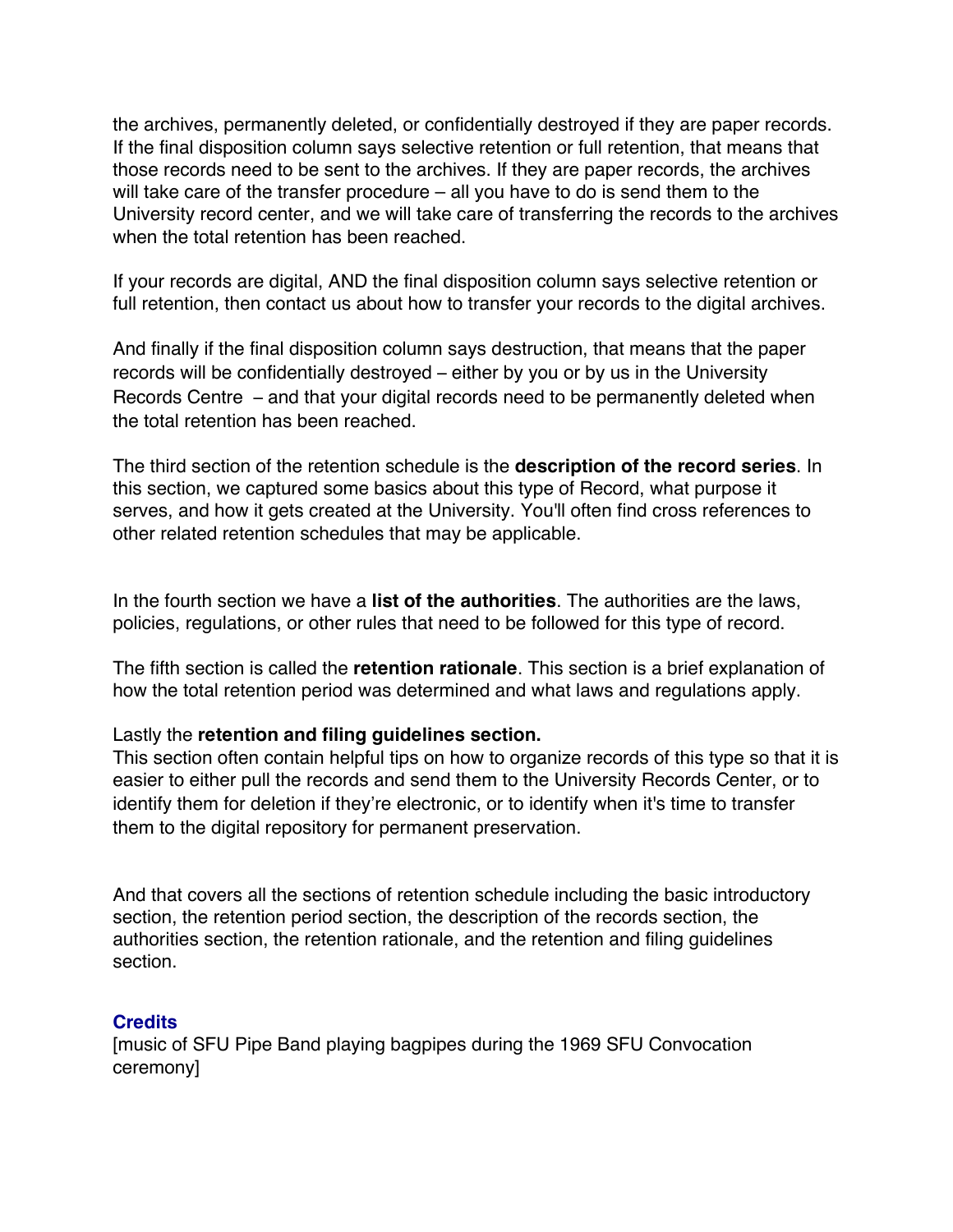the archives, permanently deleted, or confidentially destroyed if they are paper records. If the final disposition column says selective retention or full retention, that means that those records need to be sent to the archives. If they are paper records, the archives will take care of the transfer procedure – all you have to do is send them to the University record center, and we will take care of transferring the records to the archives when the total retention has been reached.

If your records are digital, AND the final disposition column says selective retention or full retention, then contact us about how to transfer your records to the digital archives.

And finally if the final disposition column says destruction, that means that the paper records will be confidentially destroyed – either by you or by us in the University Records Centre – and that your digital records need to be permanently deleted when the total retention has been reached.

The third section of the retention schedule is the **description of the record series**. In this section, we captured some basics about this type of Record, what purpose it serves, and how it gets created at the University. You'll often find cross references to other related retention schedules that may be applicable.

In the fourth section we have a **list of the authorities**. The authorities are the laws, policies, regulations, or other rules that need to be followed for this type of record.

The fifth section is called the **retention rationale**. This section is a brief explanation of how the total retention period was determined and what laws and regulations apply.

Lastly the **retention and filing guidelines section.**
This section often contain helpful tips on how to organize records of this type so that it is easier to either pull the records and send them to the University Records Center, or to identify them for deletion if they're electronic, or to identify when it's time to transfer them to the digital repository for permanent preservation.

And that covers all the sections of retention schedule including the basic introductory section, the retention period section, the description of the records section, the authorities section, the retention rationale, and the retention and filing guidelines section.

### Credits

[music of SFU Pipe Band playing bagpipes during the 1969 SFU Convocation ceremony]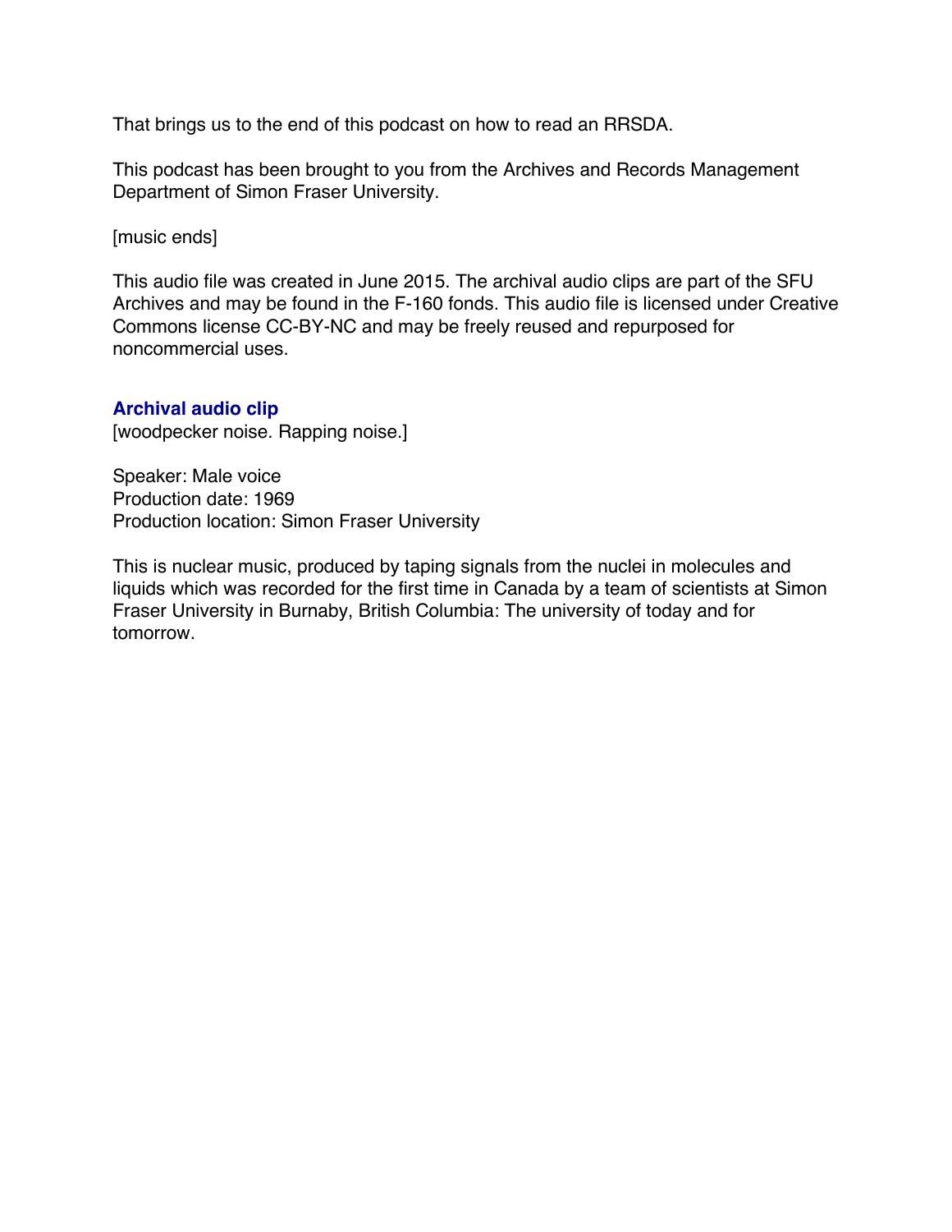That brings us to the end of this podcast on how to read an RRSDA.

This podcast has been brought to you from the Archives and Records Management Department of Simon Fraser University.

[music ends]

This audio file was created in June 2015. The archival audio clips are part of the SFU Archives and may be found in the F-160 fonds. This audio file is licensed under Creative Commons license CC-BY-NC and may be freely reused and repurposed for noncommercial uses.

### Archival audio clip

[woodpecker noise. Rapping noise.]

Speaker: Male voice
Production date: 1969
Production location: Simon Fraser University

This is nuclear music, produced by taping signals from the nuclei in molecules and liquids which was recorded for the first time in Canada by a team of scientists at Simon Fraser University in Burnaby, British Columbia: The university of today and for tomorrow.